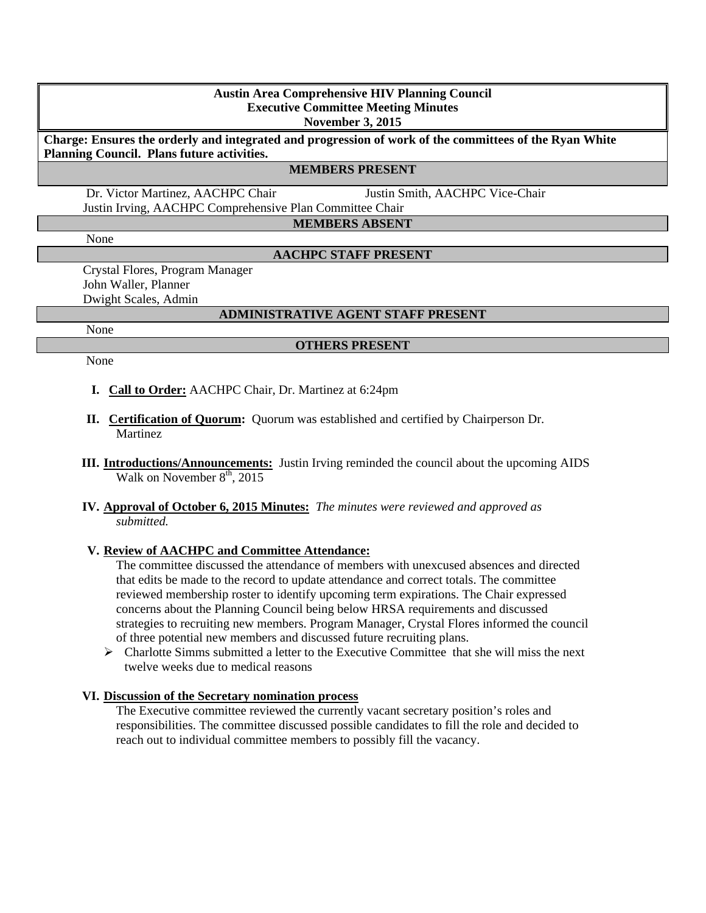**Austin Area Comprehensive HIV Planning Council**
**Executive Committee Meeting Minutes**
**November 3, 2015**

**Charge: Ensures the orderly and integrated and progression of work of the committees of the Ryan White Planning Council. Plans future activities.**

**MEMBERS PRESENT**

Dr. Victor Martinez, AACHPC Chair
Justin Smith, AACHPC Vice-Chair
Justin Irving, AACHPC Comprehensive Plan Committee Chair

**MEMBERS ABSENT**

None

**AACHPC STAFF PRESENT**

Crystal Flores, Program Manager
John Waller, Planner
Dwight Scales, Admin

**ADMINISTRATIVE AGENT STAFF PRESENT**

None

**OTHERS PRESENT**

None

I. **Call to Order:** AACHPC Chair, Dr. Martinez at 6:24pm

II. **Certification of Quorum:** Quorum was established and certified by Chairperson Dr. Martinez

III. **Introductions/Announcements:** Justin Irving reminded the council about the upcoming AIDS Walk on November 8th, 2015

IV. **Approval of October 6, 2015 Minutes:** *The minutes were reviewed and approved as submitted.*

V. **Review of AACHPC and Committee Attendance:**
The committee discussed the attendance of members with unexcused absences and directed that edits be made to the record to update attendance and correct totals. The committee reviewed membership roster to identify upcoming term expirations. The Chair expressed concerns about the Planning Council being below HRSA requirements and discussed strategies to recruiting new members. Program Manager, Crystal Flores informed the council of three potential new members and discussed future recruiting plans.
- Charlotte Simms submitted a letter to the Executive Committee that she will miss the next twelve weeks due to medical reasons

VI. **Discussion of the Secretary nomination process**
The Executive committee reviewed the currently vacant secretary position's roles and responsibilities. The committee discussed possible candidates to fill the role and decided to reach out to individual committee members to possibly fill the vacancy.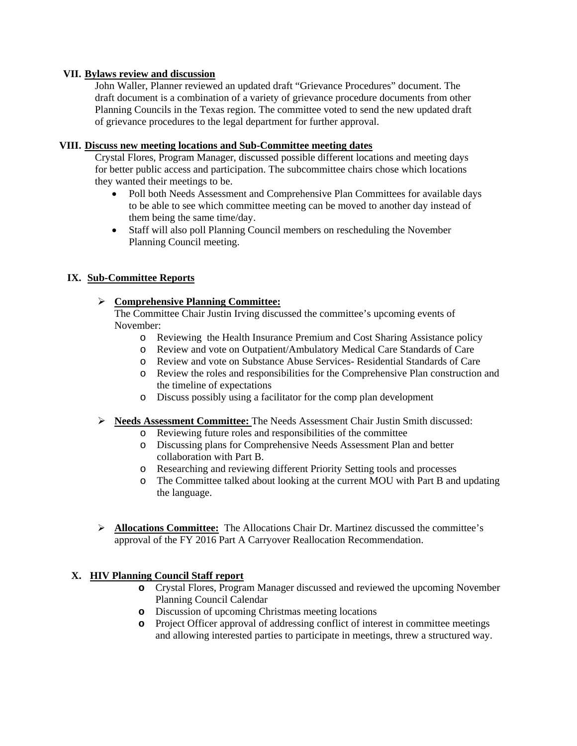**VII. Bylaws review and discussion**

John Waller, Planner reviewed an updated draft "Grievance Procedures" document. The draft document is a combination of a variety of grievance procedure documents from other Planning Councils in the Texas region. The committee voted to send the new updated draft of grievance procedures to the legal department for further approval.

**VIII. Discuss new meeting locations and Sub-Committee meeting dates**

Crystal Flores, Program Manager, discussed possible different locations and meeting days for better public access and participation. The subcommittee chairs chose which locations they wanted their meetings to be.

- Poll both Needs Assessment and Comprehensive Plan Committees for available days to be able to see which committee meeting can be moved to another day instead of them being the same time/day.
- Staff will also poll Planning Council members on rescheduling the November Planning Council meeting.

**IX. Sub-Committee Reports**

- **Comprehensive Planning Committee:**
  The Committee Chair Justin Irving discussed the committee's upcoming events of November:
  - Reviewing the Health Insurance Premium and Cost Sharing Assistance policy
  - Review and vote on Outpatient/Ambulatory Medical Care Standards of Care
  - Review and vote on Substance Abuse Services- Residential Standards of Care
  - Review the roles and responsibilities for the Comprehensive Plan construction and the timeline of expectations
  - Discuss possibly using a facilitator for the comp plan development

- **Needs Assessment Committee:** The Needs Assessment Chair Justin Smith discussed:
  - Reviewing future roles and responsibilities of the committee
  - Discussing plans for Comprehensive Needs Assessment Plan and better collaboration with Part B.
  - Researching and reviewing different Priority Setting tools and processes
  - The Committee talked about looking at the current MOU with Part B and updating the language.

- **Allocations Committee:** The Allocations Chair Dr. Martinez discussed the committee's approval of the FY 2016 Part A Carryover Reallocation Recommendation.

**X. HIV Planning Council Staff report**

- Crystal Flores, Program Manager discussed and reviewed the upcoming November Planning Council Calendar
- Discussion of upcoming Christmas meeting locations
- Project Officer approval of addressing conflict of interest in committee meetings and allowing interested parties to participate in meetings, threw a structured way.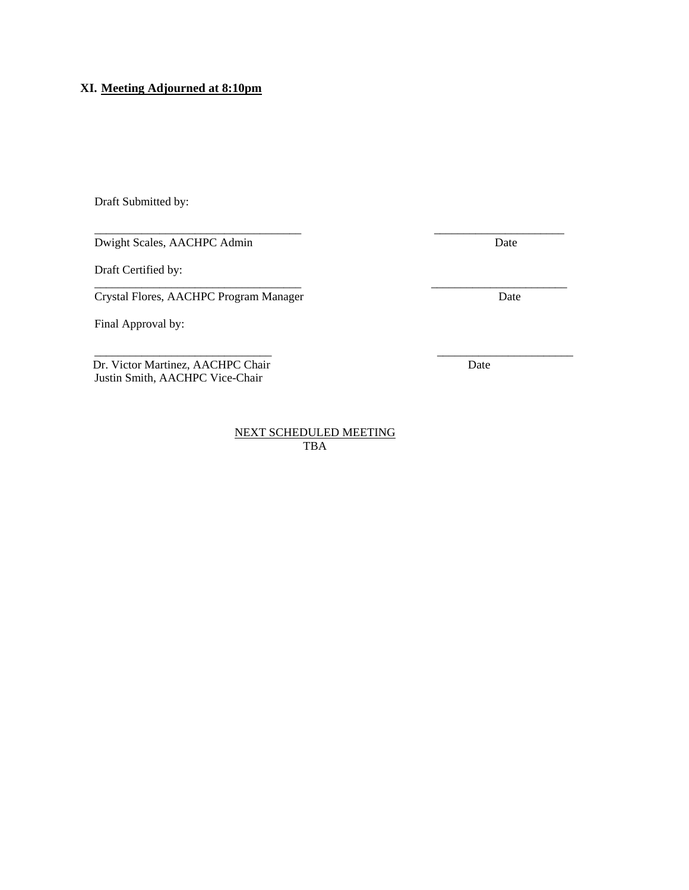**XI. <u>Meeting Adjourned at 8:10pm</u>**

Draft Submitted by:

\_\_\_\_\_\_\_\_\_\_\_\_\_\_\_\_\_\_\_\_\_\_\_\_\_\_\_\_\_\_\_\_\_\_\_\_ \_\_\_\_\_\_\_\_\_\_\_\_\_\_\_\_\_\_\_\_\_\_\_

Dwight Scales, AACHPC Admin Date

Draft Certified by:

\_\_\_\_\_\_\_\_\_\_\_\_\_\_\_\_\_\_\_\_\_\_\_\_\_\_\_\_\_\_\_\_\_\_\_\_ \_\_\_\_\_\_\_\_\_\_\_\_\_\_\_\_\_\_\_\_\_\_\_\_

Crystal Flores, AACHPC Program Manager Date

Final Approval by:

\_\_\_\_\_\_\_\_\_\_\_\_\_\_\_\_\_\_\_\_\_\_\_\_\_\_\_\_\_\_\_ \_\_\_\_\_\_\_\_\_\_\_\_\_\_\_\_\_\_\_\_\_\_\_\_

Dr. Victor Martinez, AACHPC Chair Date
Justin Smith, AACHPC Vice-Chair

<u>NEXT SCHEDULED MEETING</u>
TBA